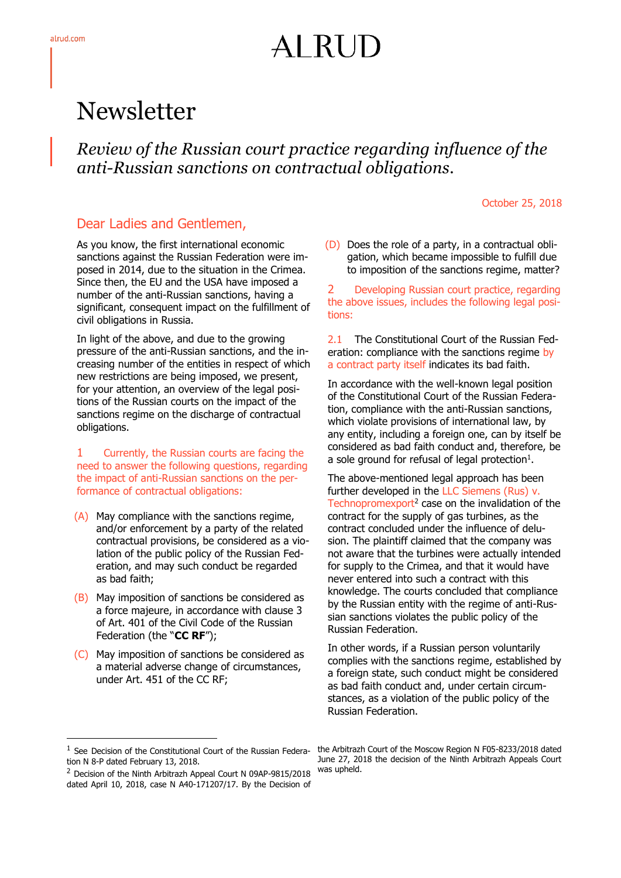ALRUD

# Newsletter

*Review of the Russian court practice regarding influence of the anti-Russian sanctions on contractual obligations.*

October 25, 2018

## Dear Ladies and Gentlemen,

As you know, the first international economic sanctions against the Russian Federation were imposed in 2014, due to the situation in the Crimea. Since then, the EU and the USA have imposed a number of the anti-Russian sanctions, having a significant, consequent impact on the fulfillment of civil obligations in Russia.

In light of the above, and due to the growing pressure of the anti-Russian sanctions, and the increasing number of the entities in respect of which new restrictions are being imposed, we present, for your attention, an overview of the legal positions of the Russian courts on the impact of the sanctions regime on the discharge of contractual obligations.

### 1 Currently, the Russian courts are facing the need to answer the following questions, regarding the impact of anti-Russian sanctions on the performance of contractual obligations:

(A) May compliance with the sanctions regime, and/or enforcement by a party of the related contractual provisions, be considered as a violation of the public policy of the Russian Federation, and may such conduct be regarded as bad faith;

(B) May imposition of sanctions be considered as a force majeure, in accordance with clause 3 of Art. 401 of the Civil Code of the Russian Federation (the "**CC RF**");

(C) May imposition of sanctions be considered as a material adverse change of circumstances, under Art. 451 of the CC RF;

(D) Does the role of a party, in a contractual obligation, which became impossible to fulfill due to imposition of the sanctions regime, matter?

### 2 Developing Russian court practice, regarding the above issues, includes the following legal positions:

**2.1** The Constitutional Court of the Russian Federation: compliance with the sanctions regime by a contract party itself indicates its bad faith.

In accordance with the well-known legal position of the Constitutional Court of the Russian Federation, compliance with the anti-Russian sanctions, which violate provisions of international law, by any entity, including a foreign one, can by itself be considered as bad faith conduct and, therefore, be a sole ground for refusal of legal protection[1].

The above-mentioned legal approach has been further developed in the LLC Siemens (Rus) v. Technopromexport[2] case on the invalidation of the contract for the supply of gas turbines, as the contract concluded under the influence of delusion. The plaintiff claimed that the company was not aware that the turbines were actually intended for supply to the Crimea, and that it would have never entered into such a contract with this knowledge. The courts concluded that compliance by the Russian entity with the regime of anti-Russian sanctions violates the public policy of the Russian Federation.

In other words, if a Russian person voluntarily complies with the sanctions regime, established by a foreign state, such conduct might be considered as bad faith conduct and, under certain circumstances, as a violation of the public policy of the Russian Federation.

---

[1] See Decision of the Constitutional Court of the Russian Federation N 8-P dated February 13, 2018.

[2] Decision of the Ninth Arbitrazh Appeal Court N 09AP-9815/2018 dated April 10, 2018, case N A40-171207/17. By the Decision of the Arbitrazh Court of the Moscow Region N F05-8233/2018 dated June 27, 2018 the decision of the Ninth Arbitrazh Appeals Court was upheld.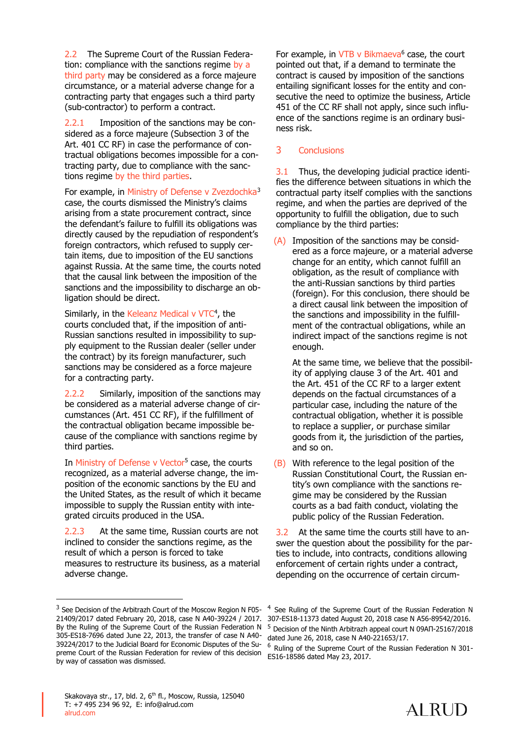2.2 The Supreme Court of the Russian Federation: compliance with the sanctions regime by a third party may be considered as a force majeure circumstance, or a material adverse change for a contracting party that engages such a third party (sub-contractor) to perform a contract.

2.2.1 Imposition of the sanctions may be considered as a force majeure (Subsection 3 of the Art. 401 CC RF) in case the performance of contractual obligations becomes impossible for a contracting party, due to compliance with the sanctions regime by the third parties.

For example, in Ministry of Defense v Zvezdochka[3] case, the courts dismissed the Ministry's claims arising from a state procurement contract, since the defendant's failure to fulfill its obligations was directly caused by the repudiation of respondent's foreign contractors, which refused to supply certain items, due to imposition of the EU sanctions against Russia. At the same time, the courts noted that the causal link between the imposition of the sanctions and the impossibility to discharge an obligation should be direct.

Similarly, in the Keleanz Medical v VTC[4], the courts concluded that, if the imposition of anti-Russian sanctions resulted in impossibility to supply equipment to the Russian dealer (seller under the contract) by its foreign manufacturer, such sanctions may be considered as a force majeure for a contracting party.

2.2.2 Similarly, imposition of the sanctions may be considered as a material adverse change of circumstances (Art. 451 CC RF), if the fulfillment of the contractual obligation became impossible because of the compliance with sanctions regime by third parties.

In Ministry of Defense v Vector[5] case, the courts recognized, as a material adverse change, the imposition of the economic sanctions by the EU and the United States, as the result of which it became impossible to supply the Russian entity with integrated circuits produced in the USA.

2.2.3 At the same time, Russian courts are not inclined to consider the sanctions regime, as the result of which a person is forced to take measures to restructure its business, as a material adverse change.

For example, in VTB v Bikmaeva[6] case, the court pointed out that, if a demand to terminate the contract is caused by imposition of the sanctions entailing significant losses for the entity and consecutive the need to optimize the business, Article 451 of the CC RF shall not apply, since such influence of the sanctions regime is an ordinary business risk.

## 3 Conclusions

3.1 Thus, the developing judicial practice identifies the difference between situations in which the contractual party itself complies with the sanctions regime, and when the parties are deprived of the opportunity to fulfill the obligation, due to such compliance by the third parties:

(A) Imposition of the sanctions may be considered as a force majeure, or a material adverse change for an entity, which cannot fulfill an obligation, as the result of compliance with the anti-Russian sanctions by third parties (foreign). For this conclusion, there should be a direct causal link between the imposition of the sanctions and impossibility in the fulfillment of the contractual obligations, while an indirect impact of the sanctions regime is not enough.

At the same time, we believe that the possibility of applying clause 3 of the Art. 401 and the Art. 451 of the CC RF to a larger extent depends on the factual circumstances of a particular case, including the nature of the contractual obligation, whether it is possible to replace a supplier, or purchase similar goods from it, the jurisdiction of the parties, and so on.

(B) With reference to the legal position of the Russian Constitutional Court, the Russian entity's own compliance with the sanctions regime may be considered by the Russian courts as a bad faith conduct, violating the public policy of the Russian Federation.

3.2 At the same time the courts still have to answer the question about the possibility for the parties to include, into contracts, conditions allowing enforcement of certain rights under a contract, depending on the occurrence of certain circum-

---

[3] See Decision of the Arbitrazh Court of the Moscow Region N F05-21409/2017 dated February 20, 2018, case N A40-39224 / 2017. By the Ruling of the Supreme Court of the Russian Federation N 305-ES18-7696 dated June 22, 2013, the transfer of case N A40-39224/2017 to the Judicial Board for Economic Disputes of the Supreme Court of the Russian Federation for review of this decision by way of cassation was dismissed.

[4] See Ruling of the Supreme Court of the Russian Federation N 307-ES18-11373 dated August 20, 2018 case N A56-89542/2016.

[5] Decision of the Ninth Arbitrazh appeal court N 09АП-25167/2018 dated June 26, 2018, case N A40-221653/17.

[6] Ruling of the Supreme Court of the Russian Federation N 301-ES16-18586 dated May 23, 2017.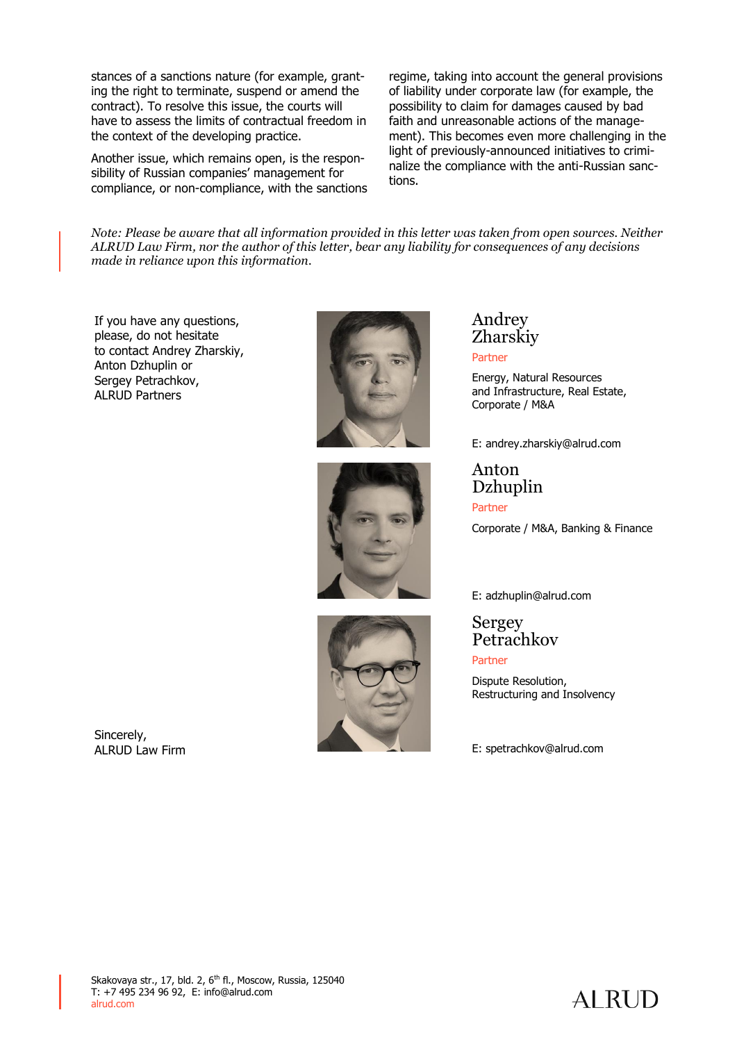stances of a sanctions nature (for example, granting the right to terminate, suspend or amend the contract). To resolve this issue, the courts will have to assess the limits of contractual freedom in the context of the developing practice.

Another issue, which remains open, is the responsibility of Russian companies' management for compliance, or non-compliance, with the sanctions regime, taking into account the general provisions of liability under corporate law (for example, the possibility to claim for damages caused by bad faith and unreasonable actions of the management). This becomes even more challenging in the light of previously-announced initiatives to criminalize the compliance with the anti-Russian sanctions.

*Note: Please be aware that all information provided in this letter was taken from open sources. Neither ALRUD Law Firm, nor the author of this letter, bear any liability for consequences of any decisions made in reliance upon this information.*

If you have any questions, please, do not hesitate to contact Andrey Zharskiy, Anton Dzhuplin or Sergey Petrachkov, ALRUD Partners

**Andrey Zharskiy**
Partner
Energy, Natural Resources and Infrastructure, Real Estate, Corporate / M&A

E: andrey.zharskiy@alrud.com

**Anton Dzhuplin**
Partner
Corporate / M&A, Banking & Finance

E: adzhuplin@alrud.com

**Sergey Petrachkov**
Partner
Dispute Resolution, Restructuring and Insolvency

E: spetrachkov@alrud.com

Sincerely,
ALRUD Law Firm

Skakovaya str., 17, bld. 2, 6th fl., Moscow, Russia, 125040
T: +7 495 234 96 92, E: info@alrud.com
alrud.com

ALRUD